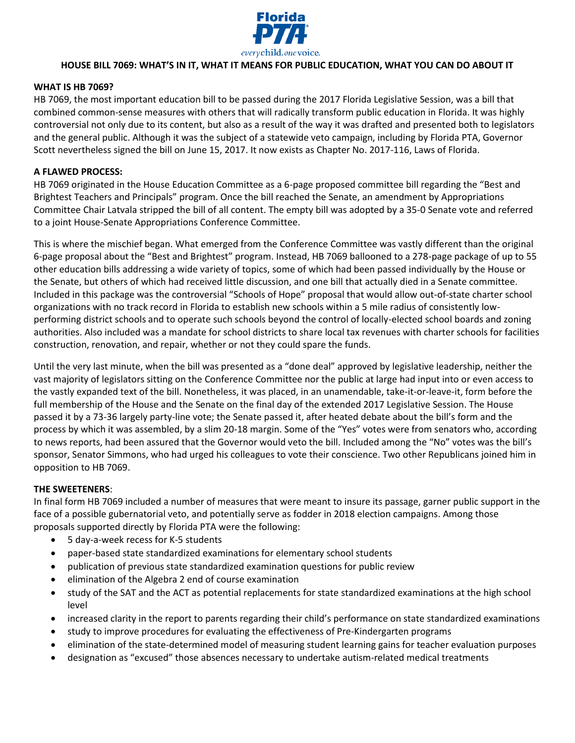# HOUSE BILL 7069: WHAT'S IN IT, WHAT IT MEANS FOR PUBLIC EDUCATION, WHAT YOU CAN DO ABOUT IT

## WHAT IS HB 7069?

HB 7069, the most important education bill to be passed during the 2017 Florida Legislative Session, was a bill that combined common-sense measures with others that will radically transform public education in Florida. It was highly controversial not only due to its content, but also as a result of the way it was drafted and presented both to legislators and the general public. Although it was the subject of a statewide veto campaign, including by Florida PTA, Governor Scott nevertheless signed the bill on June 15, 2017. It now exists as Chapter No. 2017-116, Laws of Florida.

## A FLAWED PROCESS:

HB 7069 originated in the House Education Committee as a 6-page proposed committee bill regarding the "Best and Brightest Teachers and Principals" program. Once the bill reached the Senate, an amendment by Appropriations Committee Chair Latvala stripped the bill of all content. The empty bill was adopted by a 35-0 Senate vote and referred to a joint House-Senate Appropriations Conference Committee.

This is where the mischief began. What emerged from the Conference Committee was vastly different than the original 6-page proposal about the "Best and Brightest" program. Instead, HB 7069 ballooned to a 278-page package of up to 55 other education bills addressing a wide variety of topics, some of which had been passed individually by the House or the Senate, but others of which had received little discussion, and one bill that actually died in a Senate committee. Included in this package was the controversial "Schools of Hope" proposal that would allow out-of-state charter school organizations with no track record in Florida to establish new schools within a 5 mile radius of consistently low-performing district schools and to operate such schools beyond the control of locally-elected school boards and zoning authorities. Also included was a mandate for school districts to share local tax revenues with charter schools for facilities construction, renovation, and repair, whether or not they could spare the funds.

Until the very last minute, when the bill was presented as a "done deal" approved by legislative leadership, neither the vast majority of legislators sitting on the Conference Committee nor the public at large had input into or even access to the vastly expanded text of the bill. Nonetheless, it was placed, in an unamendable, take-it-or-leave-it, form before the full membership of the House and the Senate on the final day of the extended 2017 Legislative Session. The House passed it by a 73-36 largely party-line vote; the Senate passed it, after heated debate about the bill's form and the process by which it was assembled, by a slim 20-18 margin. Some of the "Yes" votes were from senators who, according to news reports, had been assured that the Governor would veto the bill. Included among the "No" votes was the bill's sponsor, Senator Simmons, who had urged his colleagues to vote their conscience. Two other Republicans joined him in opposition to HB 7069.

## THE SWEETENERS:

In final form HB 7069 included a number of measures that were meant to insure its passage, garner public support in the face of a possible gubernatorial veto, and potentially serve as fodder in 2018 election campaigns. Among those proposals supported directly by Florida PTA were the following:

- 5 day-a-week recess for K-5 students
- paper-based state standardized examinations for elementary school students
- publication of previous state standardized examination questions for public review
- elimination of the Algebra 2 end of course examination
- study of the SAT and the ACT as potential replacements for state standardized examinations at the high school level
- increased clarity in the report to parents regarding their child's performance on state standardized examinations
- study to improve procedures for evaluating the effectiveness of Pre-Kindergarten programs
- elimination of the state-determined model of measuring student learning gains for teacher evaluation purposes
- designation as "excused" those absences necessary to undertake autism-related medical treatments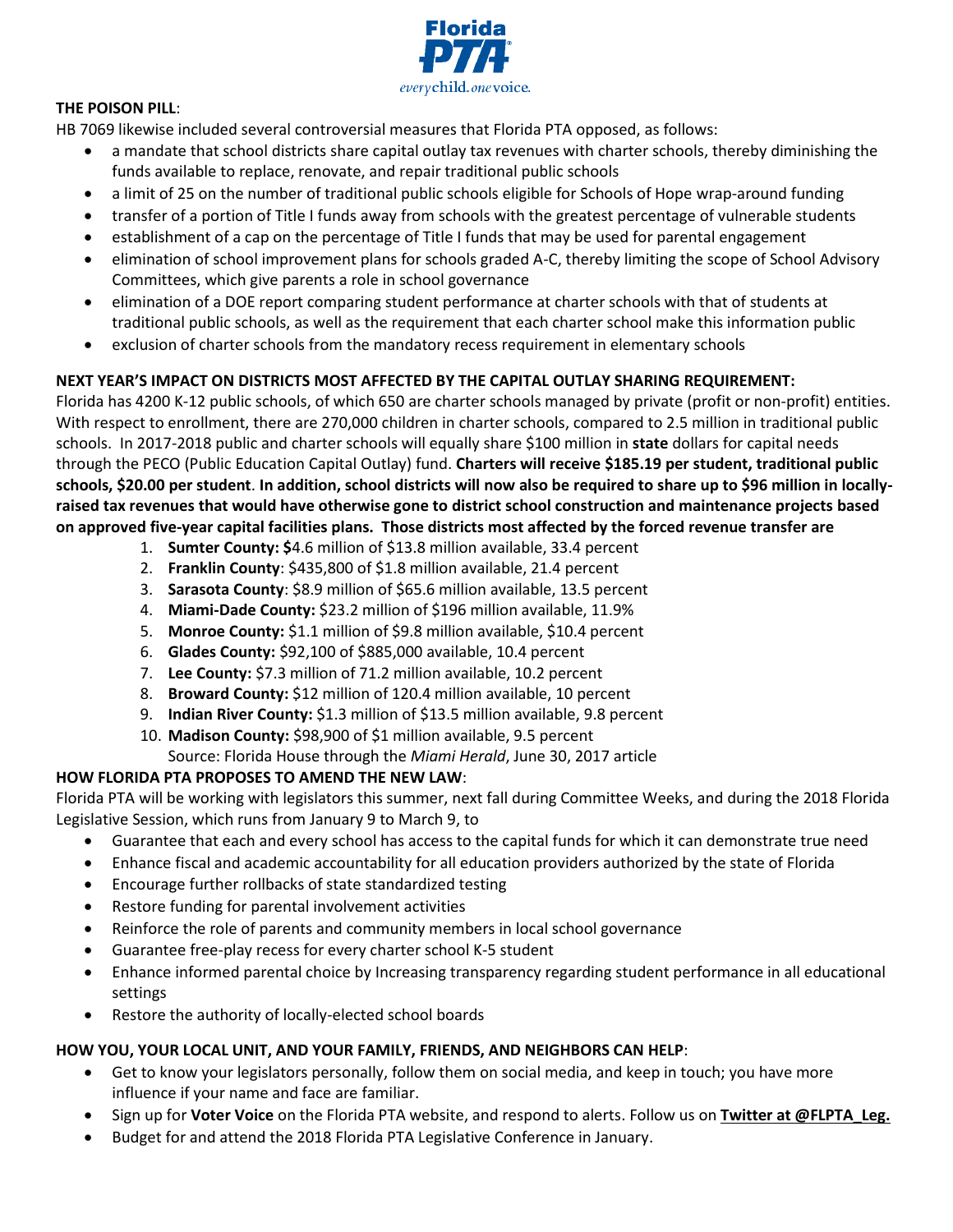**Florida PTA**
*every child. one voice.*

**THE POISON PILL**:

HB 7069 likewise included several controversial measures that Florida PTA opposed, as follows:

- a mandate that school districts share capital outlay tax revenues with charter schools, thereby diminishing the funds available to replace, renovate, and repair traditional public schools
- a limit of 25 on the number of traditional public schools eligible for Schools of Hope wrap-around funding
- transfer of a portion of Title I funds away from schools with the greatest percentage of vulnerable students
- establishment of a cap on the percentage of Title I funds that may be used for parental engagement
- elimination of school improvement plans for schools graded A-C, thereby limiting the scope of School Advisory Committees, which give parents a role in school governance
- elimination of a DOE report comparing student performance at charter schools with that of students at traditional public schools, as well as the requirement that each charter school make this information public
- exclusion of charter schools from the mandatory recess requirement in elementary schools

**NEXT YEAR'S IMPACT ON DISTRICTS MOST AFFECTED BY THE CAPITAL OUTLAY SHARING REQUIREMENT:**

Florida has 4200 K-12 public schools, of which 650 are charter schools managed by private (profit or non-profit) entities. With respect to enrollment, there are 270,000 children in charter schools, compared to 2.5 million in traditional public schools. In 2017-2018 public and charter schools will equally share $100 million in **state** dollars for capital needs through the PECO (Public Education Capital Outlay) fund. **Charters will receive $185.19 per student, traditional public schools, $20.00 per student**. **In addition, school districts will now also be required to share up to $96 million in locally-raised tax revenues that would have otherwise gone to district school construction and maintenance projects based on approved five-year capital facilities plans. Those districts most affected by the forced revenue transfer are**

1. **Sumter County: $**4.6 million of $13.8 million available, 33.4 percent
2. **Franklin County**: $435,800 of $1.8 million available, 21.4 percent
3. **Sarasota County**: $8.9 million of $65.6 million available, 13.5 percent
4. **Miami-Dade County:** $23.2 million of $196 million available, 11.9%
5. **Monroe County:** $1.1 million of $9.8 million available, $10.4 percent
6. **Glades County:** $92,100 of $885,000 available, 10.4 percent
7. **Lee County:** $7.3 million of 71.2 million available, 10.2 percent
8. **Broward County:** $12 million of 120.4 million available, 10 percent
9. **Indian River County:** $1.3 million of $13.5 million available, 9.8 percent
10. **Madison County:** $98,900 of $1 million available, 9.5 percent

Source: Florida House through the *Miami Herald*, June 30, 2017 article

**HOW FLORIDA PTA PROPOSES TO AMEND THE NEW LAW**:

Florida PTA will be working with legislators this summer, next fall during Committee Weeks, and during the 2018 Florida Legislative Session, which runs from January 9 to March 9, to

- Guarantee that each and every school has access to the capital funds for which it can demonstrate true need
- Enhance fiscal and academic accountability for all education providers authorized by the state of Florida
- Encourage further rollbacks of state standardized testing
- Restore funding for parental involvement activities
- Reinforce the role of parents and community members in local school governance
- Guarantee free-play recess for every charter school K-5 student
- Enhance informed parental choice by Increasing transparency regarding student performance in all educational settings
- Restore the authority of locally-elected school boards

**HOW YOU, YOUR LOCAL UNIT, AND YOUR FAMILY, FRIENDS, AND NEIGHBORS CAN HELP**:

- Get to know your legislators personally, follow them on social media, and keep in touch; you have more influence if your name and face are familiar.
- Sign up for **Voter Voice** on the Florida PTA website, and respond to alerts. Follow us on **Twitter at @FLPTA_Leg.**
- Budget for and attend the 2018 Florida PTA Legislative Conference in January.